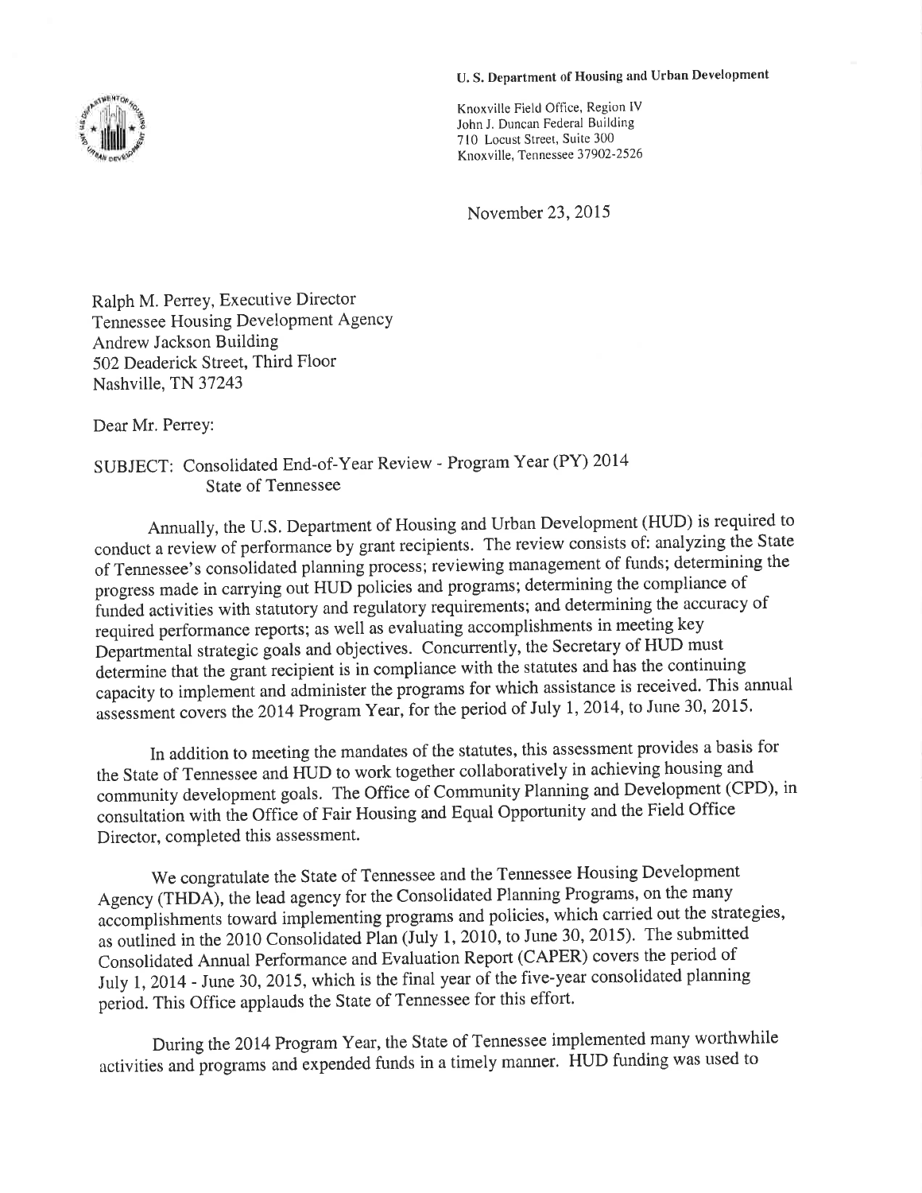U. S. Department of Housing and Urban Development

Knoxville Field Office, Region IV
John J. Duncan Federal Building
710 Locust Street, Suite 300
Knoxville, Tennessee 37902-2526

November 23, 2015

Ralph M. Perrey, Executive Director
Tennessee Housing Development Agency
Andrew Jackson Building
502 Deaderick Street, Third Floor
Nashville, TN 37243

Dear Mr. Perrey:

SUBJECT: Consolidated End-of-Year Review - Program Year (PY) 2014
State of Tennessee

Annually, the U.S. Department of Housing and Urban Development (HUD) is required to conduct a review of performance by grant recipients. The review consists of: analyzing the State of Tennessee's consolidated planning process; reviewing management of funds; determining the progress made in carrying out HUD policies and programs; determining the compliance of funded activities with statutory and regulatory requirements; and determining the accuracy of required performance reports; as well as evaluating accomplishments in meeting key Departmental strategic goals and objectives. Concurrently, the Secretary of HUD must determine that the grant recipient is in compliance with the statutes and has the continuing capacity to implement and administer the programs for which assistance is received. This annual assessment covers the 2014 Program Year, for the period of July 1, 2014, to June 30, 2015.

In addition to meeting the mandates of the statutes, this assessment provides a basis for the State of Tennessee and HUD to work together collaboratively in achieving housing and community development goals. The Office of Community Planning and Development (CPD), in consultation with the Office of Fair Housing and Equal Opportunity and the Field Office Director, completed this assessment.

We congratulate the State of Tennessee and the Tennessee Housing Development Agency (THDA), the lead agency for the Consolidated Planning Programs, on the many accomplishments toward implementing programs and policies, which carried out the strategies, as outlined in the 2010 Consolidated Plan (July 1, 2010, to June 30, 2015). The submitted Consolidated Annual Performance and Evaluation Report (CAPER) covers the period of July 1, 2014 - June 30, 2015, which is the final year of the five-year consolidated planning period. This Office applauds the State of Tennessee for this effort.

During the 2014 Program Year, the State of Tennessee implemented many worthwhile activities and programs and expended funds in a timely manner. HUD funding was used to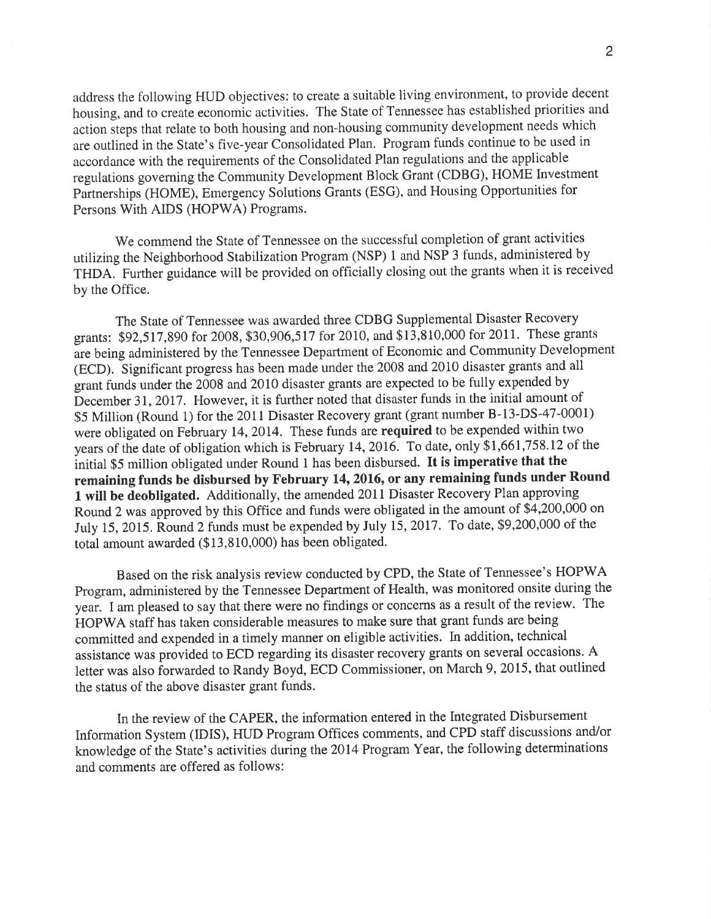address the following HUD objectives: to create a suitable living environment, to provide decent housing, and to create economic activities. The State of Tennessee has established priorities and action steps that relate to both housing and non-housing community development needs which are outlined in the State's five-year Consolidated Plan. Program funds continue to be used in accordance with the requirements of the Consolidated Plan regulations and the applicable regulations governing the Community Development Block Grant (CDBG), HOME Investment Partnerships (HOME), Emergency Solutions Grants (ESG), and Housing Opportunities for Persons With AIDS (HOPWA) Programs.

We commend the State of Tennessee on the successful completion of grant activities utilizing the Neighborhood Stabilization Program (NSP) 1 and NSP 3 funds, administered by THDA. Further guidance will be provided on officially closing out the grants when it is received by the Office.

The State of Tennessee was awarded three CDBG Supplemental Disaster Recovery grants: $92,517,890 for 2008, $30,906,517 for 2010, and $13,810,000 for 2011. These grants are being administered by the Tennessee Department of Economic and Community Development (ECD). Significant progress has been made under the 2008 and 2010 disaster grants and all grant funds under the 2008 and 2010 disaster grants are expected to be fully expended by December 31, 2017. However, it is further noted that disaster funds in the initial amount of $5 Million (Round 1) for the 2011 Disaster Recovery grant (grant number B-13-DS-47-0001) were obligated on February 14, 2014. These funds are **required** to be expended within two years of the date of obligation which is February 14, 2016. To date, only $1,661,758.12 of the initial $5 million obligated under Round 1 has been disbursed. **It is imperative that the remaining funds be disbursed by February 14, 2016, or any remaining funds under Round 1 will be deobligated.** Additionally, the amended 2011 Disaster Recovery Plan approving Round 2 was approved by this Office and funds were obligated in the amount of $4,200,000 on July 15, 2015. Round 2 funds must be expended by July 15, 2017. To date, $9,200,000 of the total amount awarded ($13,810,000) has been obligated.

Based on the risk analysis review conducted by CPD, the State of Tennessee's HOPWA Program, administered by the Tennessee Department of Health, was monitored onsite during the year. I am pleased to say that there were no findings or concerns as a result of the review. The HOPWA staff has taken considerable measures to make sure that grant funds are being committed and expended in a timely manner on eligible activities. In addition, technical assistance was provided to ECD regarding its disaster recovery grants on several occasions. A letter was also forwarded to Randy Boyd, ECD Commissioner, on March 9, 2015, that outlined the status of the above disaster grant funds.

In the review of the CAPER, the information entered in the Integrated Disbursement Information System (IDIS), HUD Program Offices comments, and CPD staff discussions and/or knowledge of the State's activities during the 2014 Program Year, the following determinations and comments are offered as follows: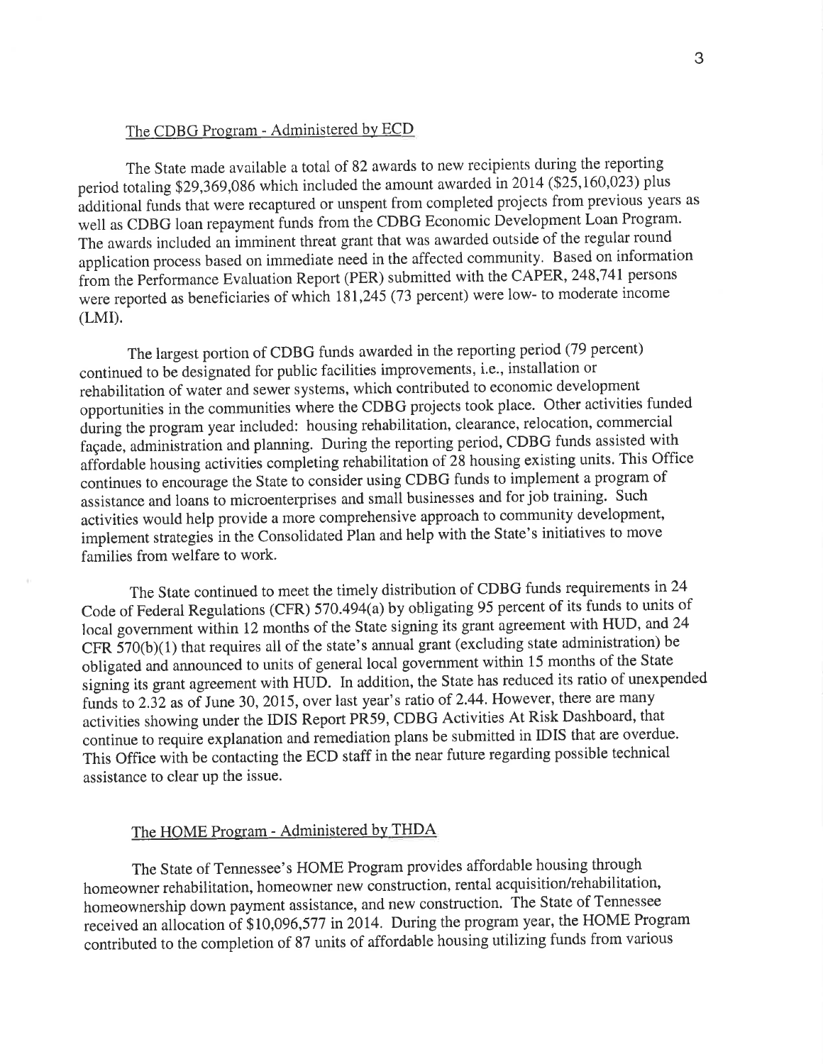## The CDBG Program - Administered by ECD

The State made available a total of 82 awards to new recipients during the reporting period totaling $29,369,086 which included the amount awarded in 2014 ($25,160,023) plus additional funds that were recaptured or unspent from completed projects from previous years as well as CDBG loan repayment funds from the CDBG Economic Development Loan Program. The awards included an imminent threat grant that was awarded outside of the regular round application process based on immediate need in the affected community. Based on information from the Performance Evaluation Report (PER) submitted with the CAPER, 248,741 persons were reported as beneficiaries of which 181,245 (73 percent) were low- to moderate income (LMI).

The largest portion of CDBG funds awarded in the reporting period (79 percent) continued to be designated for public facilities improvements, i.e., installation or rehabilitation of water and sewer systems, which contributed to economic development opportunities in the communities where the CDBG projects took place. Other activities funded during the program year included: housing rehabilitation, clearance, relocation, commercial façade, administration and planning. During the reporting period, CDBG funds assisted with affordable housing activities completing rehabilitation of 28 housing existing units. This Office continues to encourage the State to consider using CDBG funds to implement a program of assistance and loans to microenterprises and small businesses and for job training. Such activities would help provide a more comprehensive approach to community development, implement strategies in the Consolidated Plan and help with the State's initiatives to move families from welfare to work.

The State continued to meet the timely distribution of CDBG funds requirements in 24 Code of Federal Regulations (CFR) 570.494(a) by obligating 95 percent of its funds to units of local government within 12 months of the State signing its grant agreement with HUD, and 24 CFR 570(b)(1) that requires all of the state's annual grant (excluding state administration) be obligated and announced to units of general local government within 15 months of the State signing its grant agreement with HUD. In addition, the State has reduced its ratio of unexpended funds to 2.32 as of June 30, 2015, over last year's ratio of 2.44. However, there are many activities showing under the IDIS Report PR59, CDBG Activities At Risk Dashboard, that continue to require explanation and remediation plans be submitted in IDIS that are overdue. This Office with be contacting the ECD staff in the near future regarding possible technical assistance to clear up the issue.

## The HOME Program - Administered by THDA

The State of Tennessee's HOME Program provides affordable housing through homeowner rehabilitation, homeowner new construction, rental acquisition/rehabilitation, homeownership down payment assistance, and new construction. The State of Tennessee received an allocation of $10,096,577 in 2014. During the program year, the HOME Program contributed to the completion of 87 units of affordable housing utilizing funds from various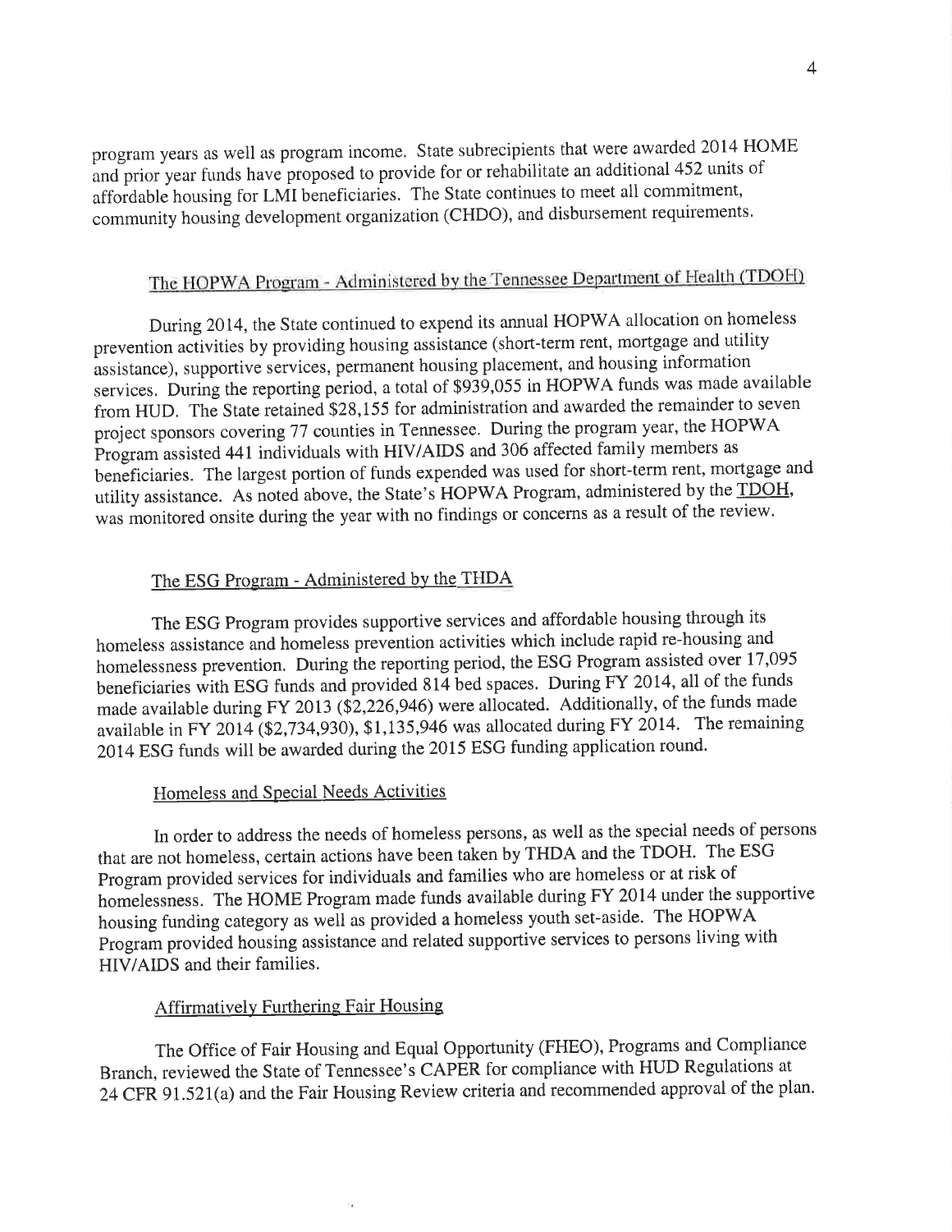program years as well as program income. State subrecipients that were awarded 2014 HOME and prior year funds have proposed to provide for or rehabilitate an additional 452 units of affordable housing for LMI beneficiaries. The State continues to meet all commitment, community housing development organization (CHDO), and disbursement requirements.

## The HOPWA Program - Administered by the Tennessee Department of Health (TDOH)

During 2014, the State continued to expend its annual HOPWA allocation on homeless prevention activities by providing housing assistance (short-term rent, mortgage and utility assistance), supportive services, permanent housing placement, and housing information services. During the reporting period, a total of $939,055 in HOPWA funds was made available from HUD. The State retained $28,155 for administration and awarded the remainder to seven project sponsors covering 77 counties in Tennessee. During the program year, the HOPWA Program assisted 441 individuals with HIV/AIDS and 306 affected family members as beneficiaries. The largest portion of funds expended was used for short-term rent, mortgage and utility assistance. As noted above, the State's HOPWA Program, administered by the TDOH, was monitored onsite during the year with no findings or concerns as a result of the review.

## The ESG Program - Administered by the THDA

The ESG Program provides supportive services and affordable housing through its homeless assistance and homeless prevention activities which include rapid re-housing and homelessness prevention. During the reporting period, the ESG Program assisted over 17,095 beneficiaries with ESG funds and provided 814 bed spaces. During FY 2014, all of the funds made available during FY 2013 ($2,226,946) were allocated. Additionally, of the funds made available in FY 2014 ($2,734,930), $1,135,946 was allocated during FY 2014. The remaining 2014 ESG funds will be awarded during the 2015 ESG funding application round.

### Homeless and Special Needs Activities

In order to address the needs of homeless persons, as well as the special needs of persons that are not homeless, certain actions have been taken by THDA and the TDOH. The ESG Program provided services for individuals and families who are homeless or at risk of homelessness. The HOME Program made funds available during FY 2014 under the supportive housing funding category as well as provided a homeless youth set-aside. The HOPWA Program provided housing assistance and related supportive services to persons living with HIV/AIDS and their families.

### Affirmatively Furthering Fair Housing

The Office of Fair Housing and Equal Opportunity (FHEO), Programs and Compliance Branch, reviewed the State of Tennessee's CAPER for compliance with HUD Regulations at 24 CFR 91.521(a) and the Fair Housing Review criteria and recommended approval of the plan.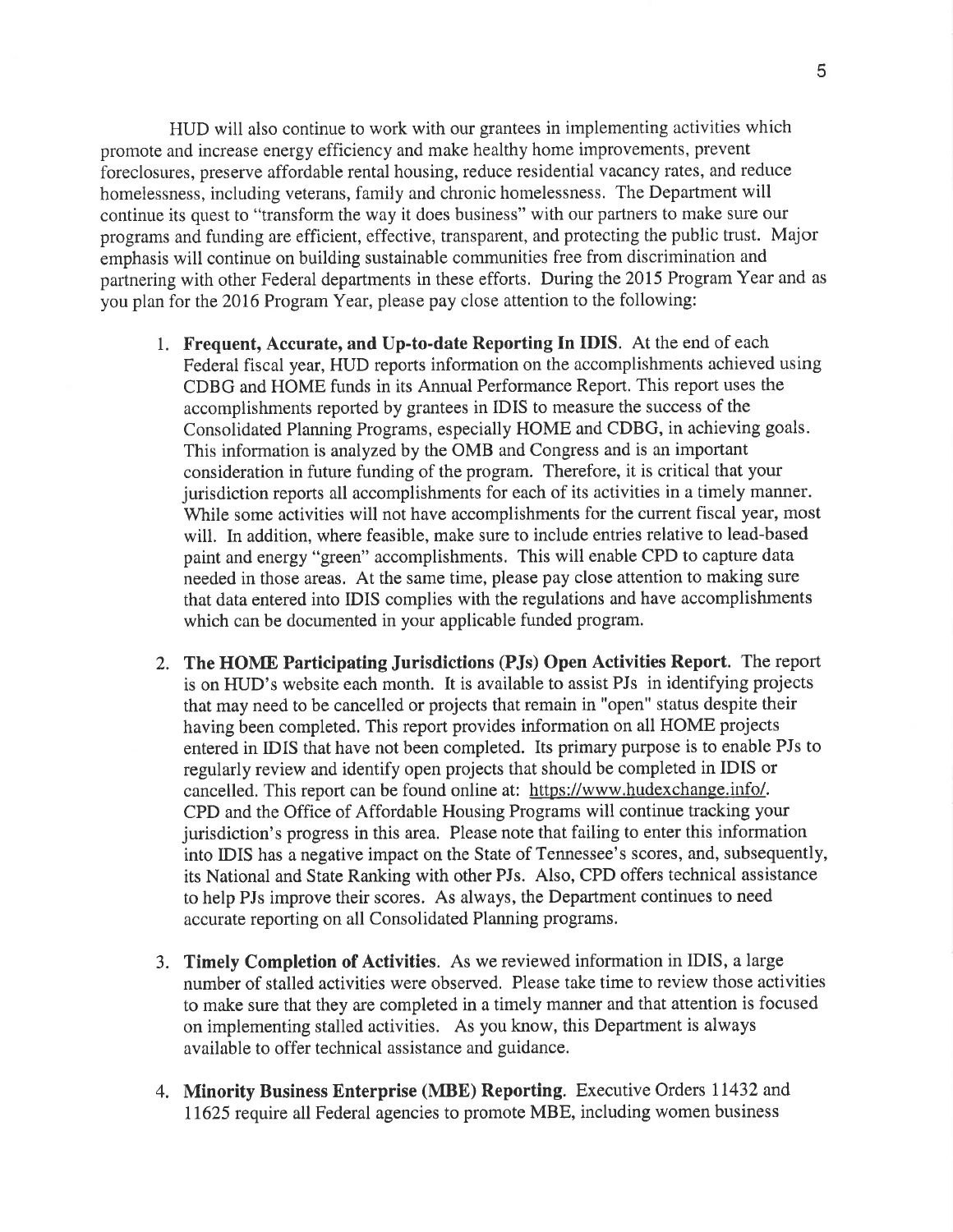HUD will also continue to work with our grantees in implementing activities which promote and increase energy efficiency and make healthy home improvements, prevent foreclosures, preserve affordable rental housing, reduce residential vacancy rates, and reduce homelessness, including veterans, family and chronic homelessness. The Department will continue its quest to "transform the way it does business" with our partners to make sure our programs and funding are efficient, effective, transparent, and protecting the public trust. Major emphasis will continue on building sustainable communities free from discrimination and partnering with other Federal departments in these efforts. During the 2015 Program Year and as you plan for the 2016 Program Year, please pay close attention to the following:

1. **Frequent, Accurate, and Up-to-date Reporting In IDIS**. At the end of each Federal fiscal year, HUD reports information on the accomplishments achieved using CDBG and HOME funds in its Annual Performance Report. This report uses the accomplishments reported by grantees in IDIS to measure the success of the Consolidated Planning Programs, especially HOME and CDBG, in achieving goals. This information is analyzed by the OMB and Congress and is an important consideration in future funding of the program. Therefore, it is critical that your jurisdiction reports all accomplishments for each of its activities in a timely manner. While some activities will not have accomplishments for the current fiscal year, most will. In addition, where feasible, make sure to include entries relative to lead-based paint and energy "green" accomplishments. This will enable CPD to capture data needed in those areas. At the same time, please pay close attention to making sure that data entered into IDIS complies with the regulations and have accomplishments which can be documented in your applicable funded program.

2. **The HOME Participating Jurisdictions (PJs) Open Activities Report**. The report is on HUD's website each month. It is available to assist PJs in identifying projects that may need to be cancelled or projects that remain in "open" status despite their having been completed. This report provides information on all HOME projects entered in IDIS that have not been completed. Its primary purpose is to enable PJs to regularly review and identify open projects that should be completed in IDIS or cancelled. This report can be found online at: https://www.hudexchange.info/. CPD and the Office of Affordable Housing Programs will continue tracking your jurisdiction's progress in this area. Please note that failing to enter this information into IDIS has a negative impact on the State of Tennessee's scores, and, subsequently, its National and State Ranking with other PJs. Also, CPD offers technical assistance to help PJs improve their scores. As always, the Department continues to need accurate reporting on all Consolidated Planning programs.

3. **Timely Completion of Activities**. As we reviewed information in IDIS, a large number of stalled activities were observed. Please take time to review those activities to make sure that they are completed in a timely manner and that attention is focused on implementing stalled activities. As you know, this Department is always available to offer technical assistance and guidance.

4. **Minority Business Enterprise (MBE) Reporting**. Executive Orders 11432 and 11625 require all Federal agencies to promote MBE, including women business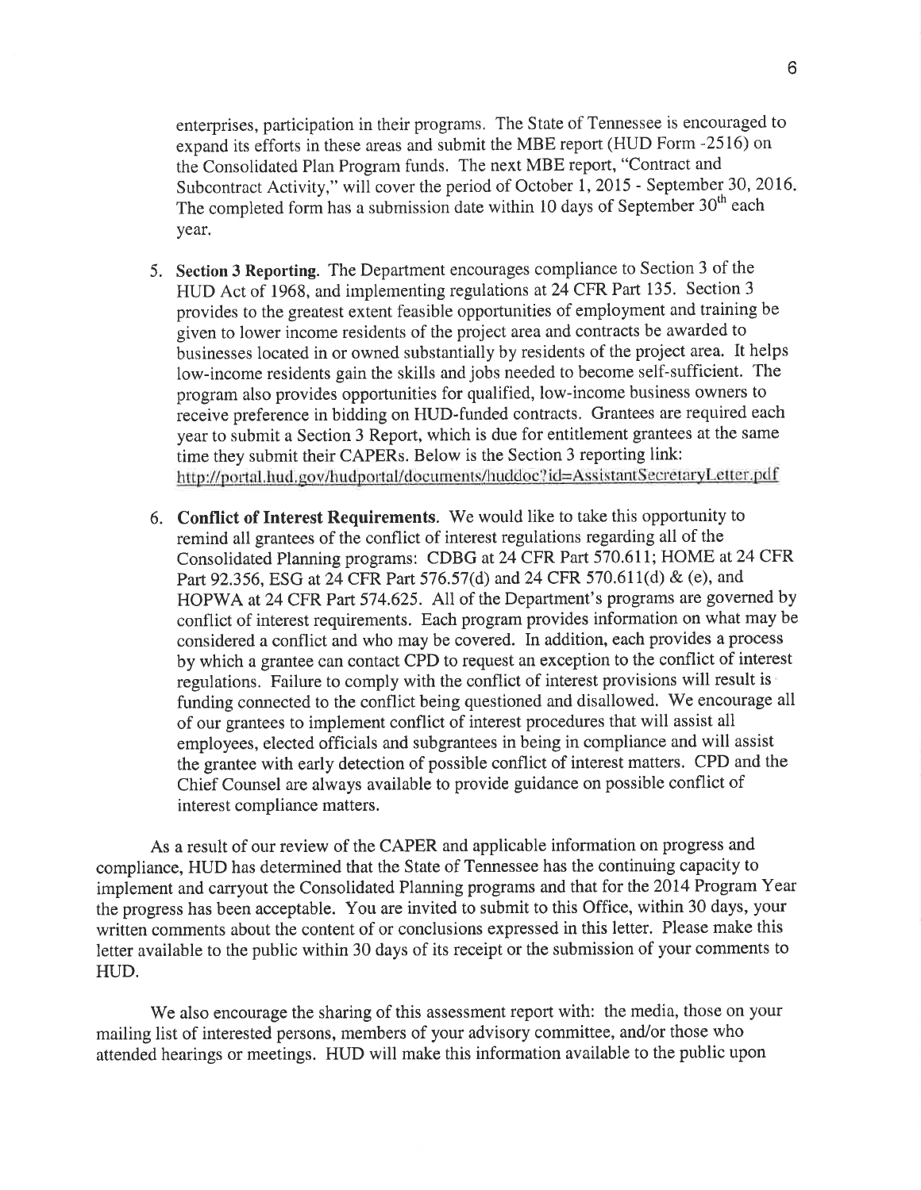enterprises, participation in their programs. The State of Tennessee is encouraged to expand its efforts in these areas and submit the MBE report (HUD Form -2516) on the Consolidated Plan Program funds. The next MBE report, "Contract and Subcontract Activity," will cover the period of October 1, 2015 - September 30, 2016. The completed form has a submission date within 10 days of September 30th each year.

5. **Section 3 Reporting**. The Department encourages compliance to Section 3 of the HUD Act of 1968, and implementing regulations at 24 CFR Part 135. Section 3 provides to the greatest extent feasible opportunities of employment and training be given to lower income residents of the project area and contracts be awarded to businesses located in or owned substantially by residents of the project area. It helps low-income residents gain the skills and jobs needed to become self-sufficient. The program also provides opportunities for qualified, low-income business owners to receive preference in bidding on HUD-funded contracts. Grantees are required each year to submit a Section 3 Report, which is due for entitlement grantees at the same time they submit their CAPERs. Below is the Section 3 reporting link: http://portal.hud.gov/hudportal/documents/huddoc?id=AssistantSecretaryLetter.pdf

6. **Conflict of Interest Requirements**. We would like to take this opportunity to remind all grantees of the conflict of interest regulations regarding all of the Consolidated Planning programs: CDBG at 24 CFR Part 570.611; HOME at 24 CFR Part 92.356, ESG at 24 CFR Part 576.57(d) and 24 CFR 570.611(d) & (e), and HOPWA at 24 CFR Part 574.625. All of the Department's programs are governed by conflict of interest requirements. Each program provides information on what may be considered a conflict and who may be covered. In addition, each provides a process by which a grantee can contact CPD to request an exception to the conflict of interest regulations. Failure to comply with the conflict of interest provisions will result is funding connected to the conflict being questioned and disallowed. We encourage all of our grantees to implement conflict of interest procedures that will assist all employees, elected officials and subgrantees in being in compliance and will assist the grantee with early detection of possible conflict of interest matters. CPD and the Chief Counsel are always available to provide guidance on possible conflict of interest compliance matters.

As a result of our review of the CAPER and applicable information on progress and compliance, HUD has determined that the State of Tennessee has the continuing capacity to implement and carryout the Consolidated Planning programs and that for the 2014 Program Year the progress has been acceptable. You are invited to submit to this Office, within 30 days, your written comments about the content of or conclusions expressed in this letter. Please make this letter available to the public within 30 days of its receipt or the submission of your comments to HUD.

We also encourage the sharing of this assessment report with: the media, those on your mailing list of interested persons, members of your advisory committee, and/or those who attended hearings or meetings. HUD will make this information available to the public upon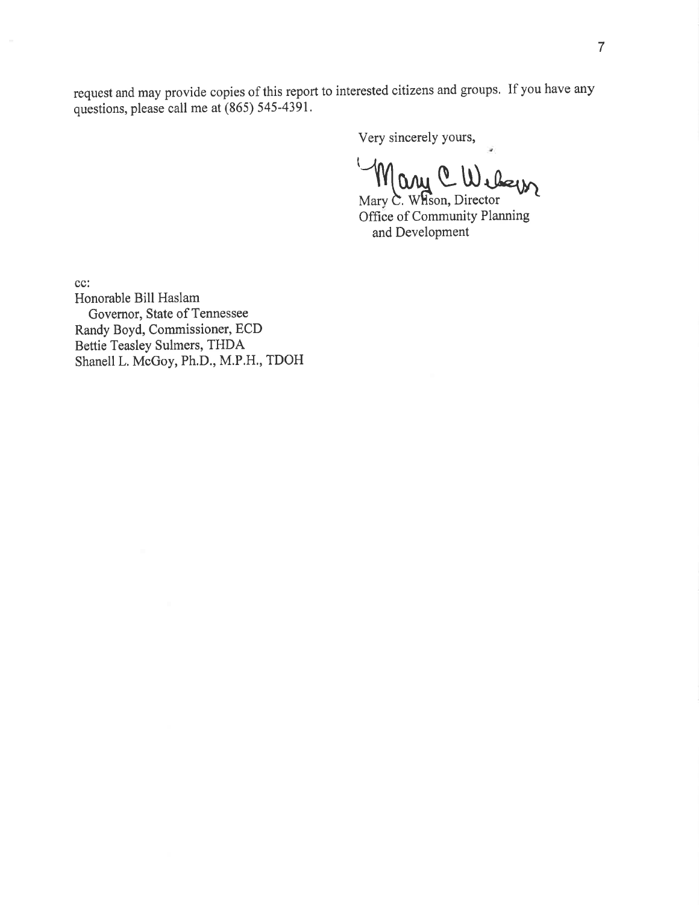request and may provide copies of this report to interested citizens and groups. If you have any questions, please call me at (865) 545-4391.

Very sincerely yours,

Mary C. Wilson, Director
Office of Community Planning
and Development

cc:
Honorable Bill Haslam
Governor, State of Tennessee
Randy Boyd, Commissioner, ECD
Bettie Teasley Sulmers, THDA
Shanell L. McGoy, Ph.D., M.P.H., TDOH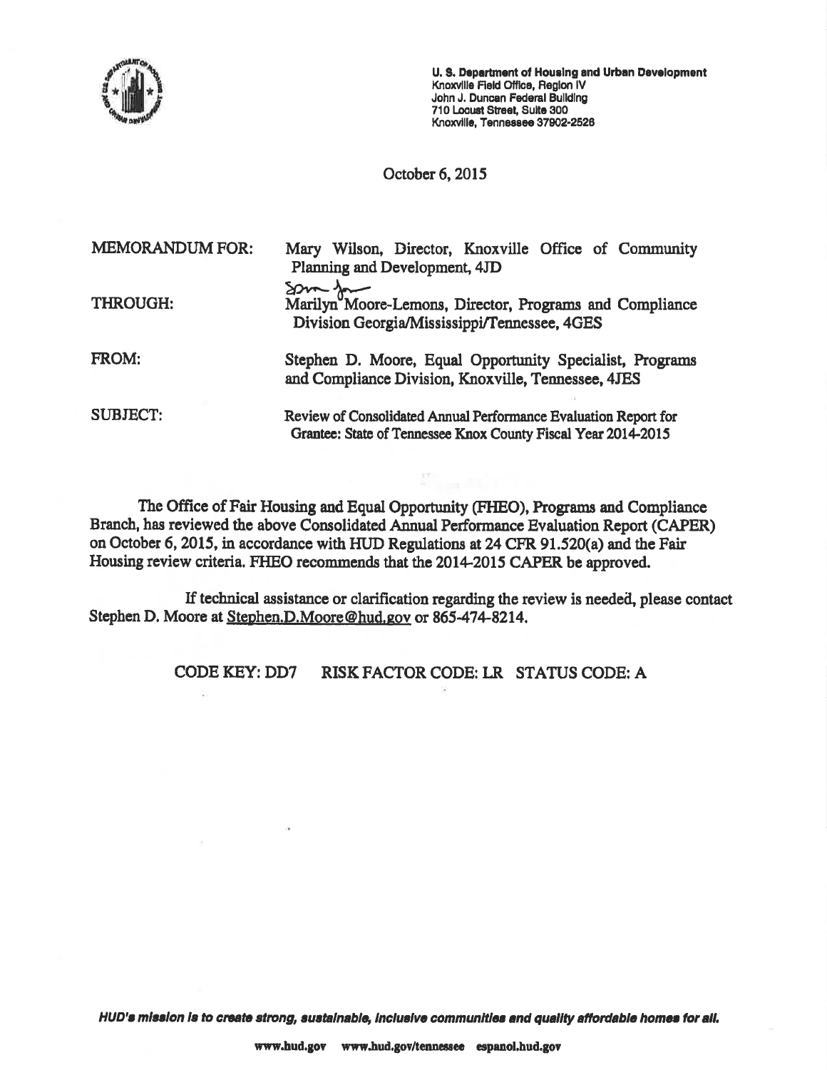U. S. Department of Housing and Urban Development
Knoxville Field Office, Region IV
John J. Duncan Federal Building
710 Locust Street, Suite 300
Knoxville, Tennessee 37902-2526

October 6, 2015

| | |
|---|---|
| MEMORANDUM FOR: | Mary Wilson, Director, Knoxville Office of Community Planning and Development, 4JD |
| THROUGH: | Marilyn Moore-Lemons, Director, Programs and Compliance Division Georgia/Mississippi/Tennessee, 4GES |
| FROM: | Stephen D. Moore, Equal Opportunity Specialist, Programs and Compliance Division, Knoxville, Tennessee, 4JES |
| SUBJECT: | Review of Consolidated Annual Performance Evaluation Report for Grantee: State of Tennessee Knox County Fiscal Year 2014-2015 |

The Office of Fair Housing and Equal Opportunity (FHEO), Programs and Compliance Branch, has reviewed the above Consolidated Annual Performance Evaluation Report (CAPER) on October 6, 2015, in accordance with HUD Regulations at 24 CFR 91.520(a) and the Fair Housing review criteria. FHEO recommends that the 2014-2015 CAPER be approved.

If technical assistance or clarification regarding the review is needed, please contact Stephen D. Moore at Stephen.D.Moore@hud.gov or 865-474-8214.

CODE KEY: DD7    RISK FACTOR CODE: LR    STATUS CODE: A

***HUD's mission is to create strong, sustainable, inclusive communities and quality affordable homes for all.***

www.hud.gov    www.hud.gov/tennessee    espanol.hud.gov